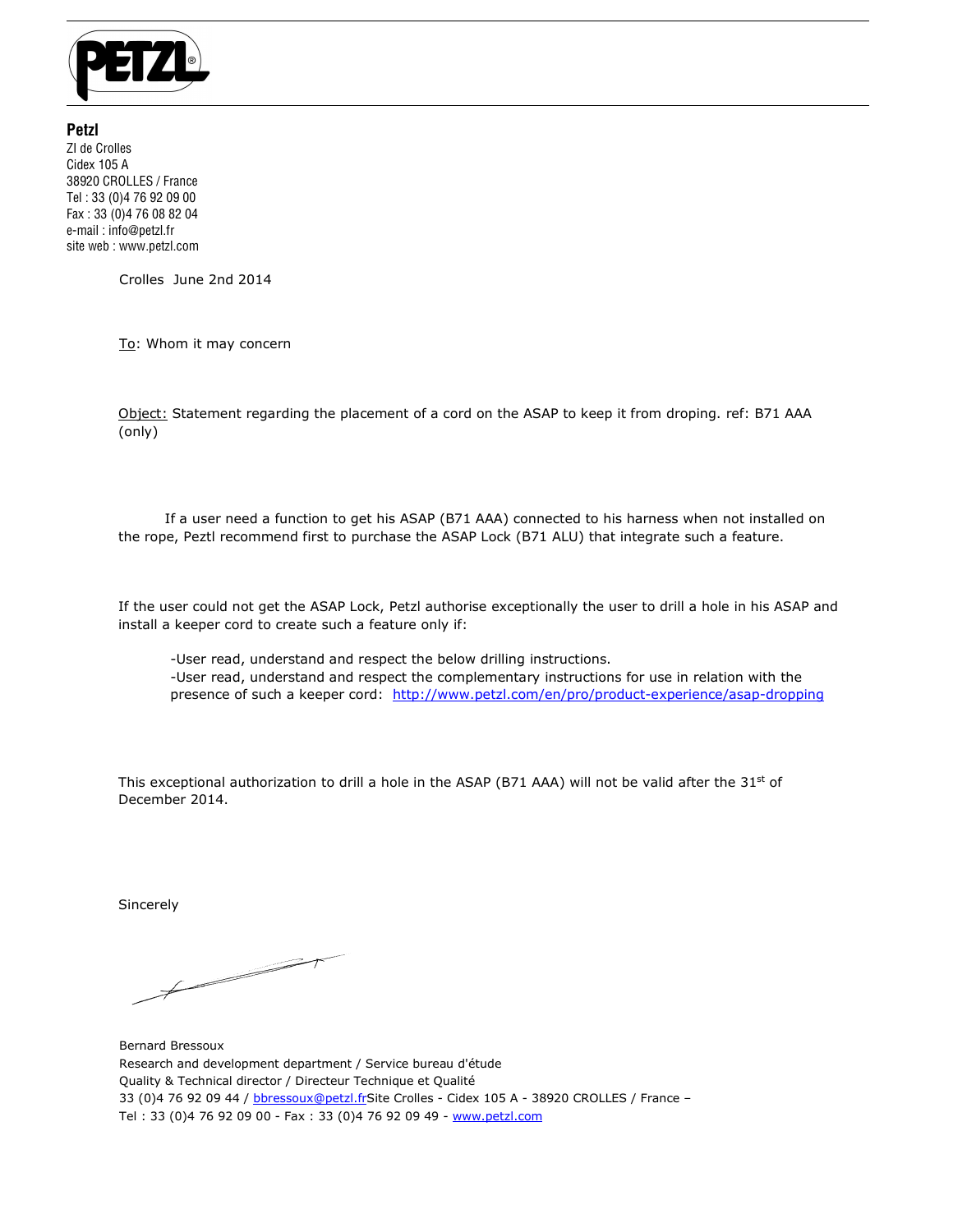**Petzl**
ZI de Crolles
Cidex 105 A
38920 CROLLES / France
Tel : 33 (0)4 76 92 09 00
Fax : 33 (0)4 76 08 82 04
e-mail : info@petzl.fr
site web : www.petzl.com

Crolles June 2nd 2014

To: Whom it may concern

Object: Statement regarding the placement of a cord on the ASAP to keep it from droping. ref: B71 AAA (only)

If a user need a function to get his ASAP (B71 AAA) connected to his harness when not installed on the rope, Peztl recommend first to purchase the ASAP Lock (B71 ALU) that integrate such a feature.

If the user could not get the ASAP Lock, Petzl authorise exceptionally the user to drill a hole in his ASAP and install a keeper cord to create such a feature only if:

-User read, understand and respect the below drilling instructions.
-User read, understand and respect the complementary instructions for use in relation with the presence of such a keeper cord: http://www.petzl.com/en/pro/product-experience/asap-dropping

This exceptional authorization to drill a hole in the ASAP (B71 AAA) will not be valid after the 31st of December 2014.

Sincerely

Bernard Bressoux
Research and development department / Service bureau d'étude
Quality & Technical director / Directeur Technique et Qualité
33 (0)4 76 92 09 44 / bbressoux@petzl.frSite Crolles - Cidex 105 A - 38920 CROLLES / France –
Tel : 33 (0)4 76 92 09 00 - Fax : 33 (0)4 76 92 09 49 - www.petzl.com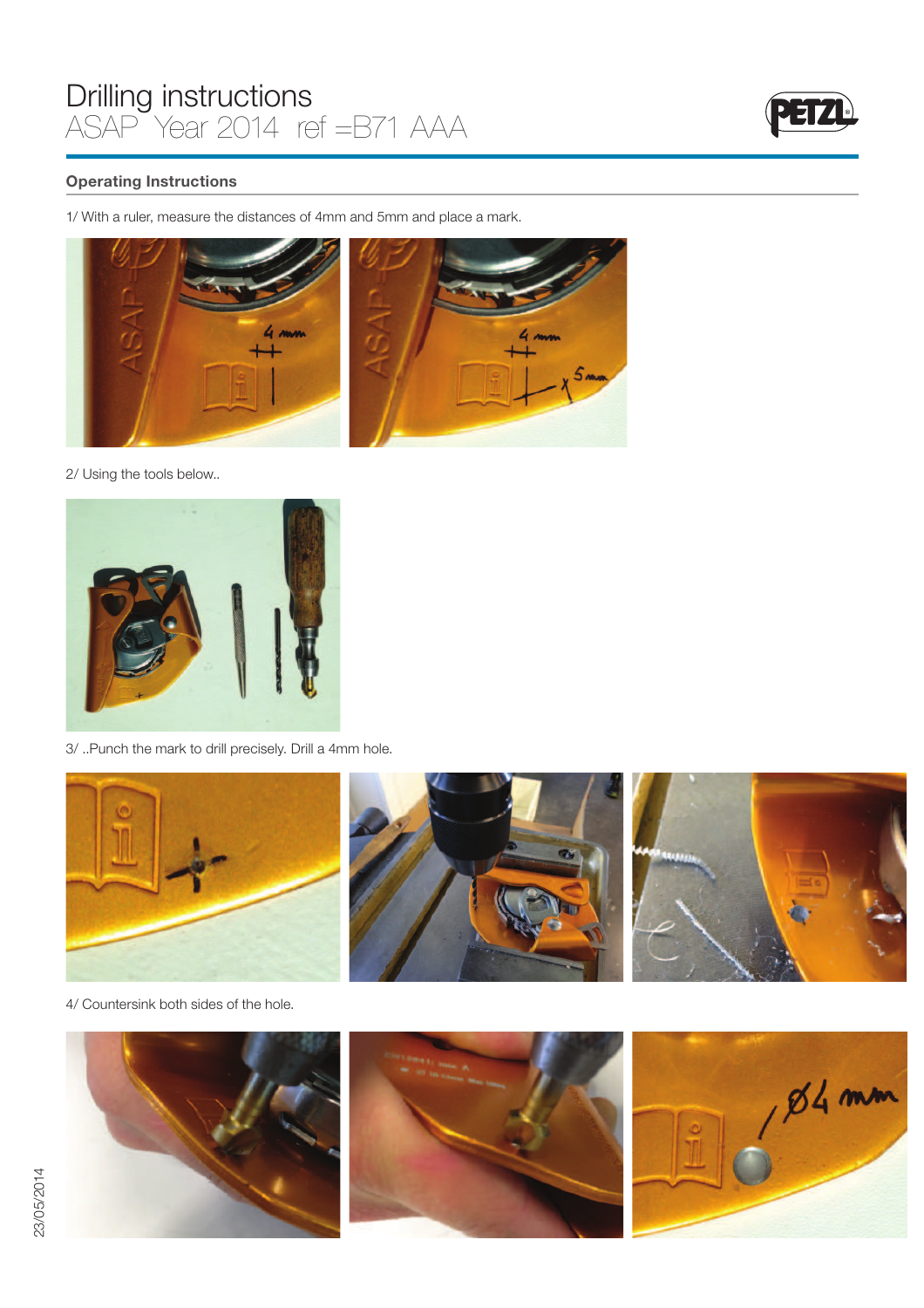# Drilling instructions

ASAP Year 2014 ref =B71 AAA

## Operating Instructions

1/ With a ruler, measure the distances of 4mm and 5mm and place a mark.

2/ Using the tools below..

3/ ..Punch the mark to drill precisely. Drill a 4mm hole.

4/ Countersink both sides of the hole.

23/05/2014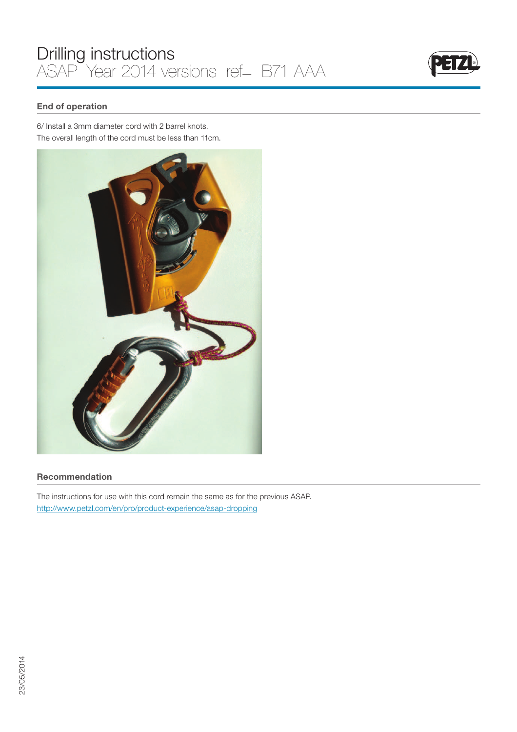# Drilling instructions
ASAP Year 2014 versions ref= B71 AAA

## End of operation

6/ Install a 3mm diameter cord with 2 barrel knots.
The overall length of the cord must be less than 11cm.

## Recommendation

The instructions for use with this cord remain the same as for the previous ASAP.
[http://www.petzl.com/en/pro/product-experience/asap-dropping](http://www.petzl.com/en/pro/product-experience/asap-dropping)

23/05/2014